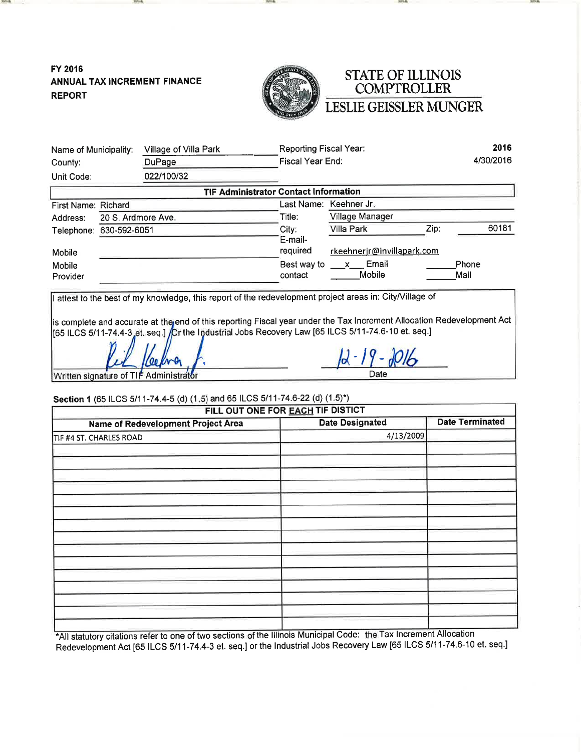**FY 2016**
**ANNUAL TAX INCREMENT FINANCE REPORT**

# STATE OF ILLINOIS COMPTROLLER
# LESLIE GEISSLER MUNGER

| | | | |
|---|---|---|---|
| Name of Municipality: | Village of Villa Park | Reporting Fiscal Year: | 2016 |
| County: | DuPage | Fiscal Year End: | 4/30/2016 |
| Unit Code: | 022/100/32 | | |

**TIF Administrator Contact Information**

| | | | | | |
|---|---|---|---|---|---|
| First Name: | Richard | Last Name: | Keehner Jr. | | |
| Address: | 20 S. Ardmore Ave. | Title: | Village Manager | | |
| Telephone: | 630-592-6051 | City: | Villa Park | Zip: | 60181 |
| Mobile | | E-mail-required | rkeehnerjr@invillapark.com | | |
| Mobile Provider | | Best way to contact | x Email | | Phone |
| | | | Mobile | | Mail |

I attest to the best of my knowledge, this report of the redevelopment project areas in: City/Village of

is complete and accurate at the end of this reporting Fiscal year under the Tax Increment Allocation Redevelopment Act [65 ILCS 5/11-74.4-3 et. seq.] Or the Industrial Jobs Recovery Law [65 ILCS 5/11-74.6-10 et. seq.]

Rich Keehner Jr. — 12-19-2016

Written signature of TIF Administrator — Date

**Section 1** (65 ILCS 5/11-74.4-5 (d) (1.5) and 65 ILCS 5/11-74.6-22 (d) (1.5)*)

**FILL OUT ONE FOR EACH TIF DISTICT**

| Name of Redevelopment Project Area | Date Designated | Date Terminated |
|---|---|---|
| TIF #4 ST. CHARLES ROAD | 4/13/2009 | |
| | | |
| | | |
| | | |
| | | |
| | | |
| | | |
| | | |
| | | |
| | | |
| | | |
| | | |
| | | |
| | | |
| | | |

*All statutory citations refer to one of two sections of the Illinois Municipal Code: the Tax Increment Allocation Redevelopment Act [65 ILCS 5/11-74.4-3 et. seq.] or the Industrial Jobs Recovery Law [65 ILCS 5/11-74.6-10 et. seq.]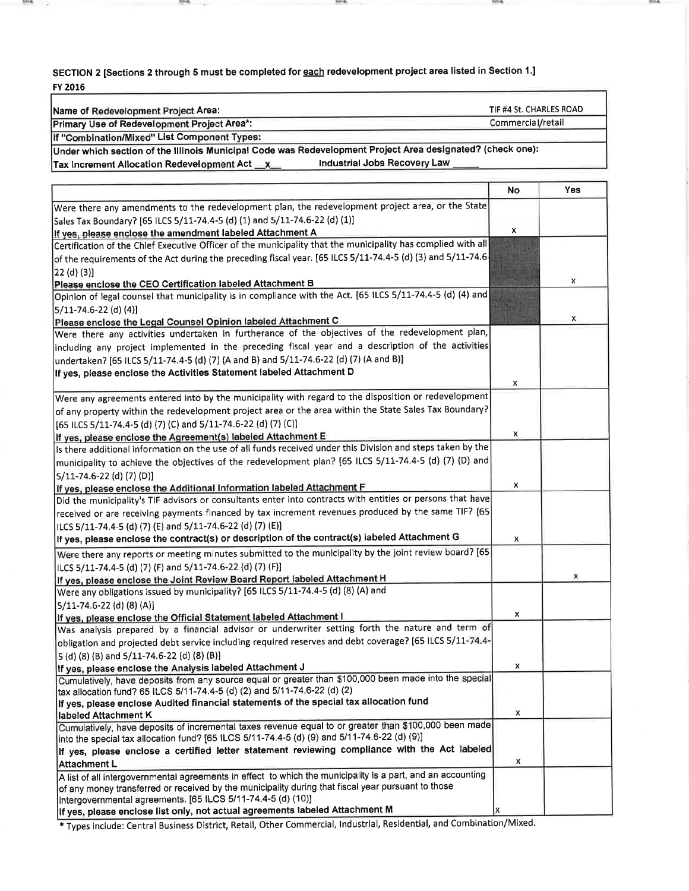**SECTION 2 [Sections 2 through 5 must be completed for each redevelopment project area listed in Section 1.]**

**FY 2016**

| | |
|---|---|
| **Name of Redevelopment Project Area:** | TIF #4 St. CHARLES ROAD |
| **Primary Use of Redevelopment Project Area*:** | Commercial/retail |
| **If "Combination/Mixed" List Component Types:** | |
| **Under which section of the Illinois Municipal Code was Redevelopment Project Area designated? (check one):** | |
| **Tax Increment Allocation Redevelopment Act** __x__ **Industrial Jobs Recovery Law** _____ | |

| | No | Yes |
|---|---|---|
| Were there any amendments to the redevelopment plan, the redevelopment project area, or the State Sales Tax Boundary? [65 ILCS 5/11-74.4-5 (d) (1) and 5/11-74.6-22 (d) (1)]<br>**If yes, please enclose the amendment labeled Attachment A** | x | |
| Certification of the Chief Executive Officer of the municipality that the municipality has complied with all of the requirements of the Act during the preceding fiscal year. [65 ILCS 5/11-74.4-5 (d) (3) and 5/11-74.6-22 (d) (3)]<br>**Please enclose the CEO Certification labeled Attachment B** | | x |
| Opinion of legal counsel that municipality is in compliance with the Act. [65 ILCS 5/11-74.4-5 (d) (4) and 5/11-74.6-22 (d) (4)]<br>**Please enclose the Legal Counsel Opinion labeled Attachment C** | | x |
| Were there any activities undertaken in furtherance of the objectives of the redevelopment plan, including any project implemented in the preceding fiscal year and a description of the activities undertaken? [65 ILCS 5/11-74.4-5 (d) (7) (A and B) and 5/11-74.6-22 (d) (7) (A and B)]<br>**If yes, please enclose the Activities Statement labeled Attachment D** | x | |
| Were any agreements entered into by the municipality with regard to the disposition or redevelopment of any property within the redevelopment project area or the area within the State Sales Tax Boundary? [65 ILCS 5/11-74.4-5 (d) (7) (C) and 5/11-74.6-22 (d) (7) (C)]<br>**If yes, please enclose the Agreement(s) labeled Attachment E** | x | |
| Is there additional information on the use of all funds received under this Division and steps taken by the municipality to achieve the objectives of the redevelopment plan? [65 ILCS 5/11-74.4-5 (d) (7) (D) and 5/11-74.6-22 (d) (7) (D)]<br>**If yes, please enclose the Additional Information labeled Attachment F** | x | |
| Did the municipality's TIF advisors or consultants enter into contracts with entities or persons that have received or are receiving payments financed by tax increment revenues produced by the same TIF? [65 ILCS 5/11-74.4-5 (d) (7) (E) and 5/11-74.6-22 (d) (7) (E)]<br>**If yes, please enclose the contract(s) or description of the contract(s) labeled Attachment G** | x | |
| Were there any reports or meeting minutes submitted to the municipality by the joint review board? [65 ILCS 5/11-74.4-5 (d) (7) (F) and 5/11-74.6-22 (d) (7) (F)]<br>**If yes, please enclose the Joint Review Board Report labeled Attachment H** | | x |
| Were any obligations issued by municipality? [65 ILCS 5/11-74.4-5 (d) (8) (A) and 5/11-74.6-22 (d) (8) (A)]<br>**If yes, please enclose the Official Statement labeled Attachment I** | x | |
| Was analysis prepared by a financial advisor or underwriter setting forth the nature and term of obligation and projected debt service including required reserves and debt coverage? [65 ILCS 5/11-74.4-5 (d) (8) (B) and 5/11-74.6-22 (d) (8) (B)]<br>**If yes, please enclose the Analysis labeled Attachment J** | x | |
| Cumulatively, have deposits from any source equal or greater than $100,000 been made into the special tax allocation fund? 65 ILCS 5/11-74.4-5 (d) (2) and 5/11-74.6-22 (d) (2)<br>**If yes, please enclose Audited financial statements of the special tax allocation fund labeled Attachment K** | x | |
| Cumulatively, have deposits of incremental taxes revenue equal to or greater than $100,000 been made into the special tax allocation fund? [65 ILCS 5/11-74.4-5 (d) (9) and 5/11-74.6-22 (d) (9)]<br>**If yes, please enclose a certified letter statement reviewing compliance with the Act labeled Attachment L** | x | |
| A list of all intergovernmental agreements in effect to which the municipality is a part, and an accounting of any money transferred or received by the municipality during that fiscal year pursuant to those intergovernmental agreements. [65 ILCS 5/11-74.4-5 (d) (10)]<br>**If yes, please enclose list only, not actual agreements labeled Attachment M** | x | |

* Types include: Central Business District, Retail, Other Commercial, Industrial, Residential, and Combination/Mixed.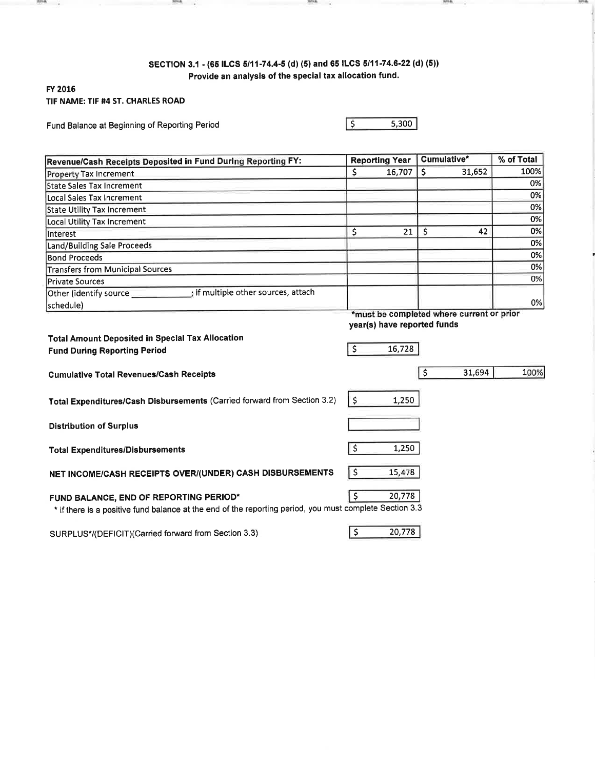## SECTION 3.1 - (65 ILCS 5/11-74.4-5 (d) (5) and 65 ILCS 5/11-74.6-22 (d) (5))

**Provide an analysis of the special tax allocation fund.**

**FY 2016**

**TIF NAME: TIF #4 ST. CHARLES ROAD**

Fund Balance at Beginning of Reporting Period: $ 5,300

| Revenue/Cash Receipts Deposited in Fund During Reporting FY: | Reporting Year | Cumulative* | % of Total |
|---|---|---|---|
| Property Tax Increment | $ 16,707 | $ 31,652 | 100% |
| State Sales Tax Increment | | | 0% |
| Local Sales Tax Increment | | | 0% |
| State Utility Tax Increment | | | 0% |
| Local Utility Tax Increment | | | 0% |
| Interest | $ 21 | $ 42 | 0% |
| Land/Building Sale Proceeds | | | 0% |
| Bond Proceeds | | | 0% |
| Transfers from Municipal Sources | | | 0% |
| Private Sources | | | 0% |
| Other (identify source ____________; if multiple other sources, attach schedule) | | | 0% |

***must be completed where current or prior year(s) have reported funds**

**Total Amount Deposited in Special Tax Allocation Fund During Reporting Period**: $ 16,728

**Cumulative Total Revenues/Cash Receipts**: $ 31,694 | 100%

**Total Expenditures/Cash Disbursements** (Carried forward from Section 3.2): $ 1,250

**Distribution of Surplus**:

**Total Expenditures/Disbursements**: $ 1,250

**NET INCOME/CASH RECEIPTS OVER/(UNDER) CASH DISBURSEMENTS**: $ 15,478

**FUND BALANCE, END OF REPORTING PERIOD***: $ 20,778

\* if there is a positive fund balance at the end of the reporting period, you must complete Section 3.3

SURPLUS*/(DEFICIT)(Carried forward from Section 3.3): $ 20,778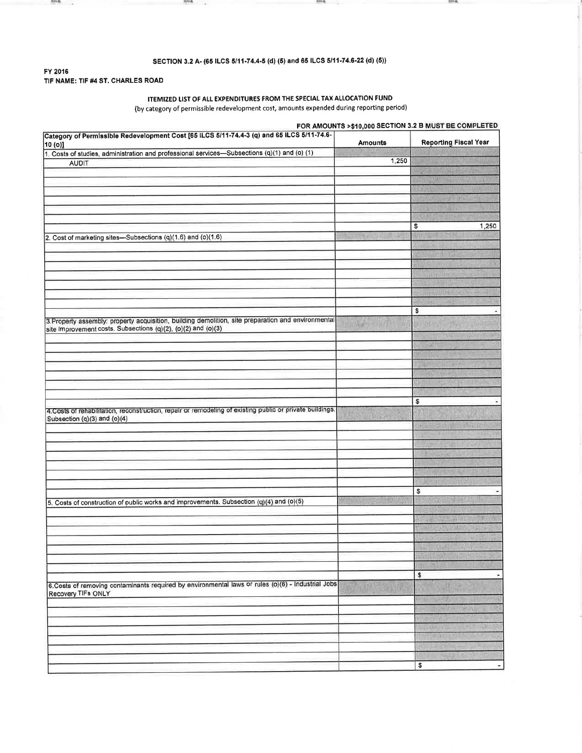**SECTION 3.2 A- (65 ILCS 5/11-74.4-5 (d) (5) and 65 ILCS 5/11-74.6-22 (d) (5))**

**FY 2016**
**TIF NAME: TIF #4 ST. CHARLES ROAD**

**ITEMIZED LIST OF ALL EXPENDITURES FROM THE SPECIAL TAX ALLOCATION FUND**
(by category of permissible redevelopment cost, amounts expended during reporting period)

**FOR AMOUNTS >$10,000 SECTION 3.2 B MUST BE COMPLETED**

| Category of Permissible Redevelopment Cost [65 ILCS 5/11-74.4-3 (q) and 65 ILCS 5/11-74.6-10 (o)] | Amounts | Reporting Fiscal Year |
|---|---|---|
| 1. Costs of studies, administration and professional services—Subsections (q)(1) and (o) (1) | | |
| AUDIT | 1,250 | |
| | | |
| | | |
| | | |
| | | |
| | | |
| | | |
| | | $ 1,250 |
| 2. Cost of marketing sites—Subsections (q)(1.6) and (o)(1.6) | | |
| | | |
| | | |
| | | |
| | | |
| | | |
| | | |
| | | |
| | | $ - |
| 3. Property assembly: property acquisition, building demolition, site preparation and environmental site improvement costs. Subsections (q)(2), (o)(2) and (o)(3) | | |
| | | |
| | | |
| | | |
| | | |
| | | |
| | | |
| | | |
| | | $ - |
| 4. Costs of rehabilitation, reconstruction, repair or remodeling of existing public or private buildings. Subsection (q)(3) and (o)(4) | | |
| | | |
| | | |
| | | |
| | | |
| | | |
| | | |
| | | |
| | | $ - |
| 5. Costs of construction of public works and improvements. Subsection (q)(4) and (o)(5) | | |
| | | |
| | | |
| | | |
| | | |
| | | |
| | | |
| | | |
| | | $ - |
| 6. Costs of removing contaminants required by environmental laws or rules (o)(6) - Industrial Jobs Recovery TIFs ONLY | | |
| | | |
| | | |
| | | |
| | | |
| | | |
| | | |
| | | |
| | | $ - |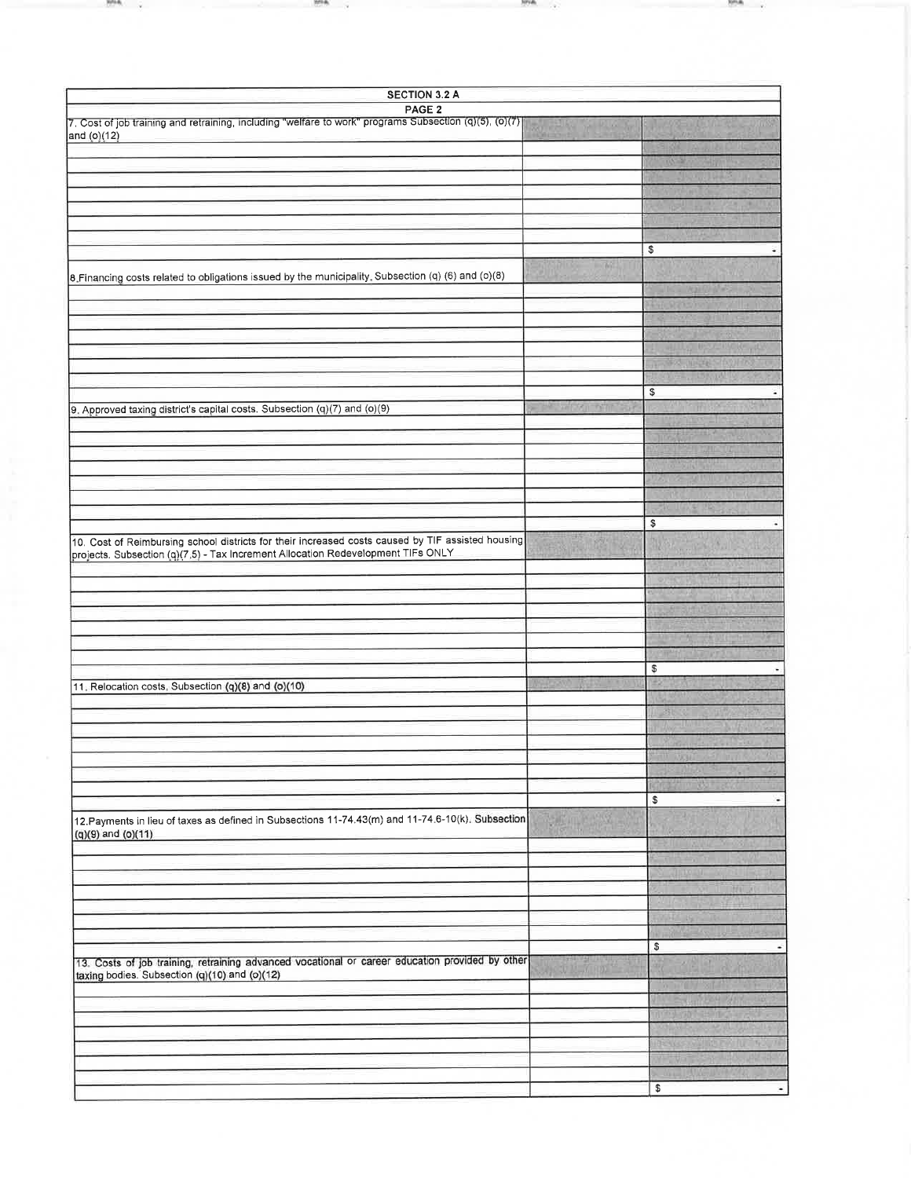| SECTION 3.2 A | | |
|---|---|---|
| PAGE 2 | | |
| 7. Cost of job training and retraining, including "welfare to work" programs Subsection (q)(5), (o)(7) and (o)(12) | | |
| | | |
| | | |
| | | |
| | | |
| | | |
| | | |
| | | |
| | | $ - |
| 8. Financing costs related to obligations issued by the municipality. Subsection (q) (6) and (o)(8) | | |
| | | |
| | | |
| | | |
| | | |
| | | |
| | | |
| | | |
| | | $ - |
| 9. Approved taxing district's capital costs. Subsection (q)(7) and (o)(9) | | |
| | | |
| | | |
| | | |
| | | |
| | | |
| | | |
| | | |
| | | $ - |
| 10. Cost of Reimbursing school districts for their increased costs caused by TIF assisted housing projects. Subsection (q)(7.5) - Tax Increment Allocation Redevelopment TIFs ONLY | | |
| | | |
| | | |
| | | |
| | | |
| | | |
| | | |
| | | |
| | | $ - |
| 11. Relocation costs. Subsection (q)(8) and (o)(10) | | |
| | | |
| | | |
| | | |
| | | |
| | | |
| | | |
| | | |
| | | $ - |
| 12. Payments in lieu of taxes as defined in Subsections 11-74.43(m) and 11-74.6-10(k). Subsection (q)(9) and (o)(11) | | |
| | | |
| | | |
| | | |
| | | |
| | | |
| | | |
| | | |
| | | $ - |
| 13. Costs of job training, retraining advanced vocational or career education provided by other taxing bodies. Subsection (q)(10) and (o)(12) | | |
| | | |
| | | |
| | | |
| | | |
| | | |
| | | |
| | | |
| | | $ - |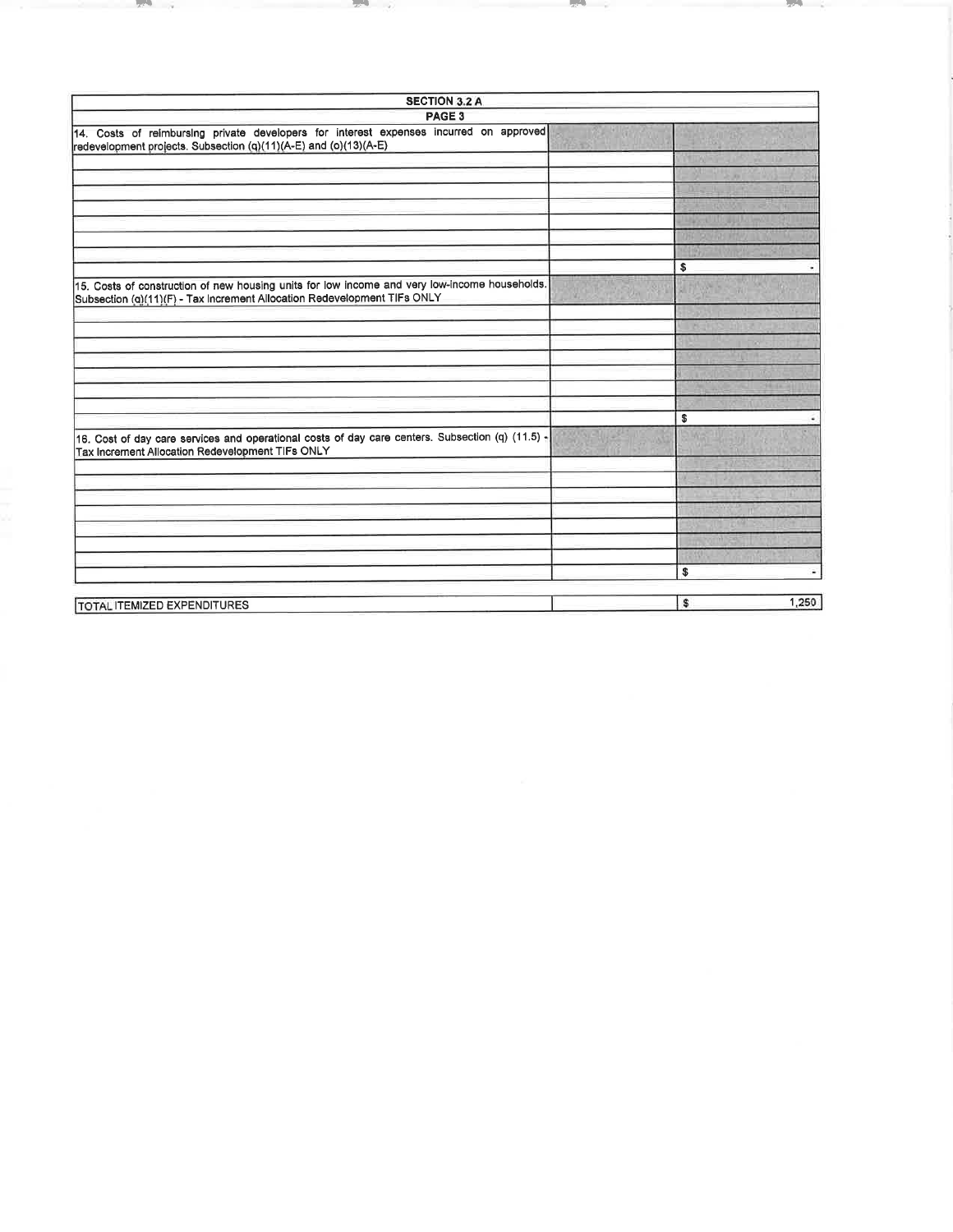| SECTION 3.2 A | | |
|---|---|---|
| PAGE 3 | | |
| 14. Costs of reimbursing private developers for interest expenses incurred on approved redevelopment projects. Subsection (q)(11)(A-E) and (o)(13)(A-E) | | |
| | | |
| | | |
| | | |
| | | |
| | | |
| | | |
| | | |
| | | $ - |
| 15. Costs of construction of new housing units for low income and very low-income households. Subsection (q)(11)(F) - Tax Increment Allocation Redevelopment TIFs ONLY | | |
| | | |
| | | |
| | | |
| | | |
| | | |
| | | |
| | | |
| | | $ - |
| 16. Cost of day care services and operational costs of day care centers. Subsection (q) (11.5) - Tax Increment Allocation Redevelopment TIFs ONLY | | |
| | | |
| | | |
| | | |
| | | |
| | | |
| | | |
| | | |
| | | $ - |

| TOTAL ITEMIZED EXPENDITURES | | $ 1,250 |
|---|---|---|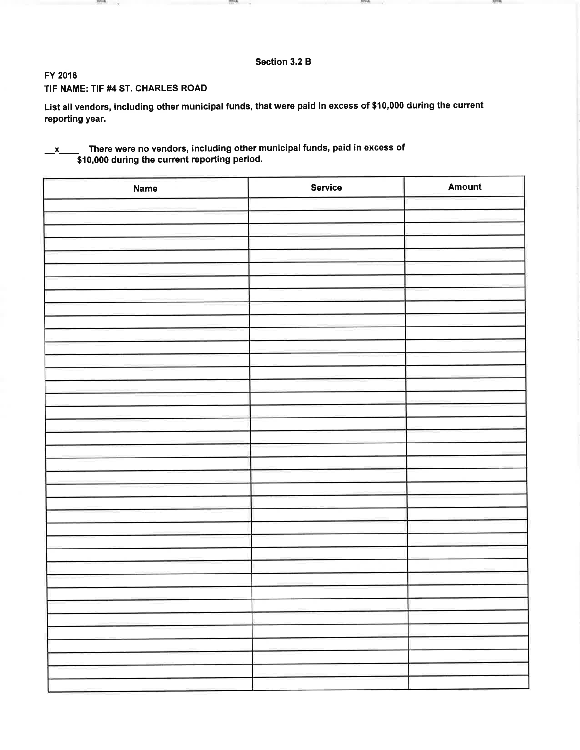**Section 3.2 B**

**FY 2016**

**TIF NAME: TIF #4 ST. CHARLES ROAD**

**List all vendors, including other municipal funds, that were paid in excess of $10,000 during the current reporting year.**

__x____ **There were no vendors, including other municipal funds, paid in excess of $10,000 during the current reporting period.**

| Name | Service | Amount |
|---|---|---|
| | | |
| | | |
| | | |
| | | |
| | | |
| | | |
| | | |
| | | |
| | | |
| | | |
| | | |
| | | |
| | | |
| | | |
| | | |
| | | |
| | | |
| | | |
| | | |
| | | |
| | | |
| | | |
| | | |
| | | |
| | | |
| | | |
| | | |
| | | |
| | | |
| | | |
| | | |
| | | |
| | | |
| | | |
| | | |
| | | |
| | | |
| | | |
| | | |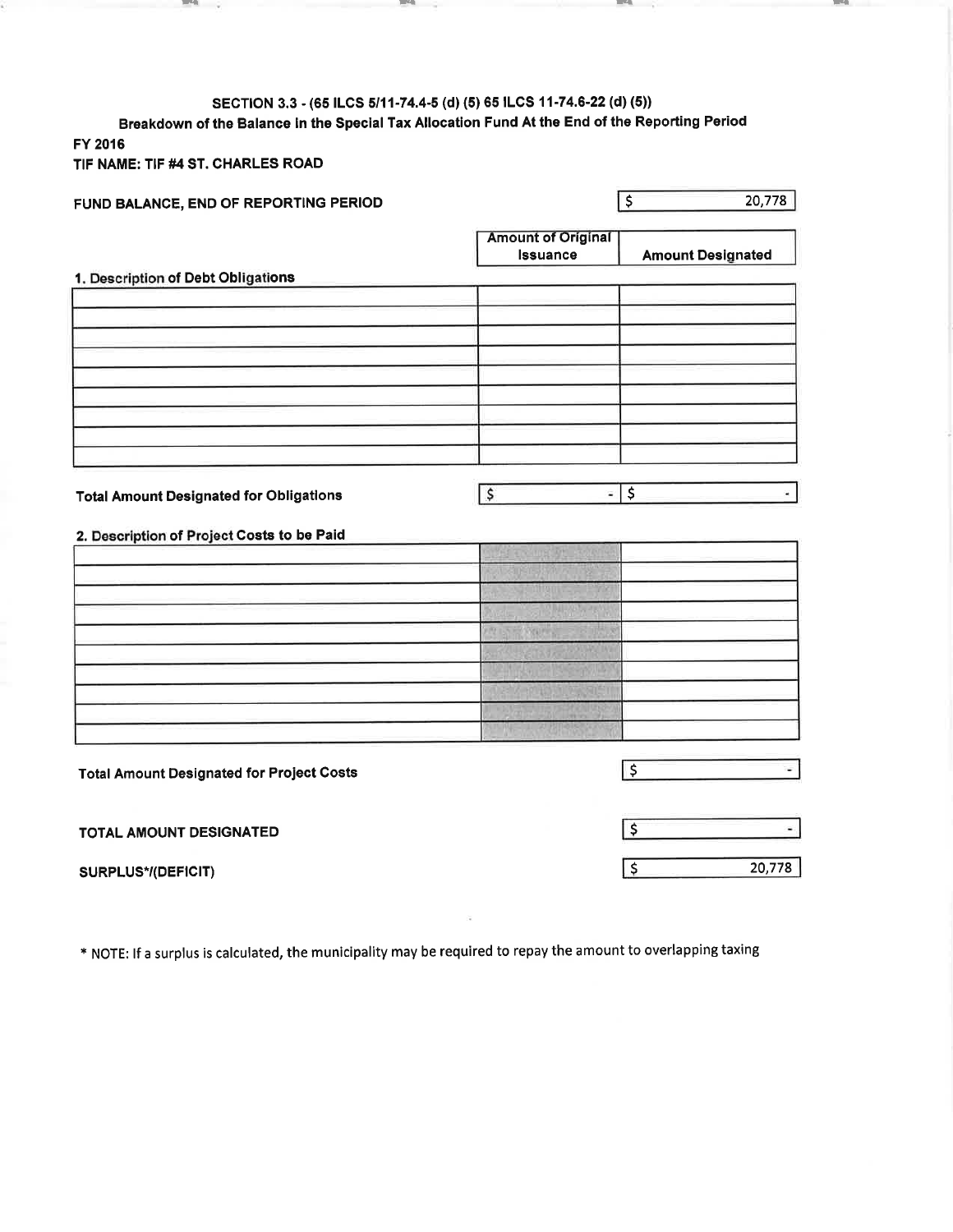**SECTION 3.3 - (65 ILCS 5/11-74.4-5 (d) (5) 65 ILCS 11-74.6-22 (d) (5))**

**Breakdown of the Balance in the Special Tax Allocation Fund At the End of the Reporting Period**

**FY 2016**

**TIF NAME: TIF #4 ST. CHARLES ROAD**

**FUND BALANCE, END OF REPORTING PERIOD** $ 20,778

| 1. Description of Debt Obligations | Amount of Original Issuance | Amount Designated |
|---|---|---|
| | | |
| | | |
| | | |
| | | |
| | | |
| | | |
| | | |
| | | |
| **Total Amount Designated for Obligations** | $ - | $ - |

| 2. Description of Project Costs to be Paid | | Amount Designated |
|---|---|---|
| | | |
| | | |
| | | |
| | | |
| | | |
| | | |
| | | |
| | | |
| | | |
| | | |
| **Total Amount Designated for Project Costs** | | $ - |

**TOTAL AMOUNT DESIGNATED** $ -

**SURPLUS*/(DEFICIT)** $ 20,778

* NOTE: If a surplus is calculated, the municipality may be required to repay the amount to overlapping taxing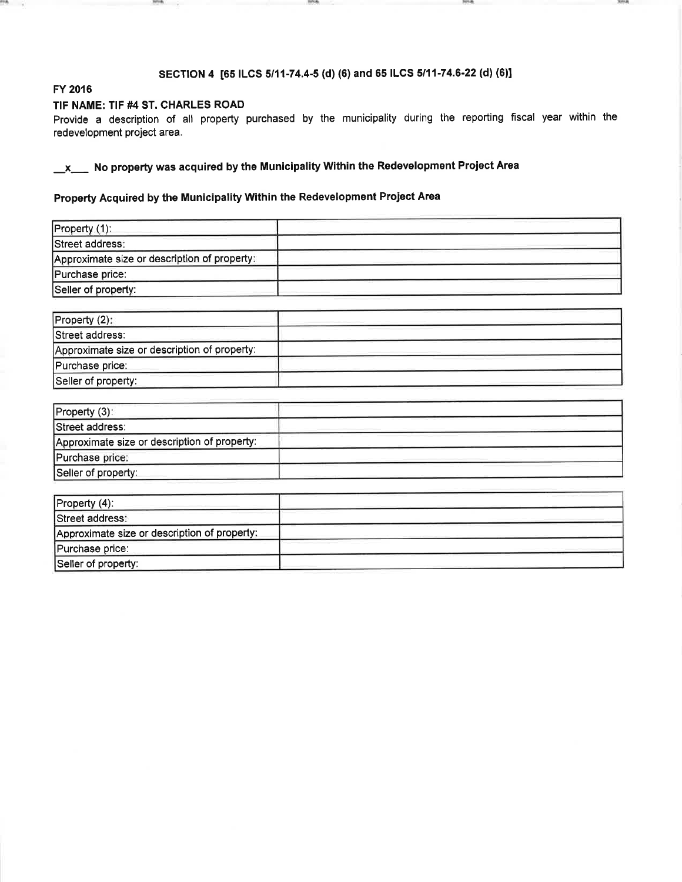### SECTION 4 [65 ILCS 5/11-74.4-5 (d) (6) and 65 ILCS 5/11-74.6-22 (d) (6)]

**FY 2016**

**TIF NAME: TIF #4 ST. CHARLES ROAD**

Provide a description of all property purchased by the municipality during the reporting fiscal year within the redevelopment project area.

**\_\_x\_\_\_ No property was acquired by the Municipality Within the Redevelopment Project Area**

**Property Acquired by the Municipality Within the Redevelopment Project Area**

| Property (1): | |
|---|---|
| Street address: | |
| Approximate size or description of property: | |
| Purchase price: | |
| Seller of property: | |

| Property (2): | |
|---|---|
| Street address: | |
| Approximate size or description of property: | |
| Purchase price: | |
| Seller of property: | |

| Property (3): | |
|---|---|
| Street address: | |
| Approximate size or description of property: | |
| Purchase price: | |
| Seller of property: | |

| Property (4): | |
|---|---|
| Street address: | |
| Approximate size or description of property: | |
| Purchase price: | |
| Seller of property: | |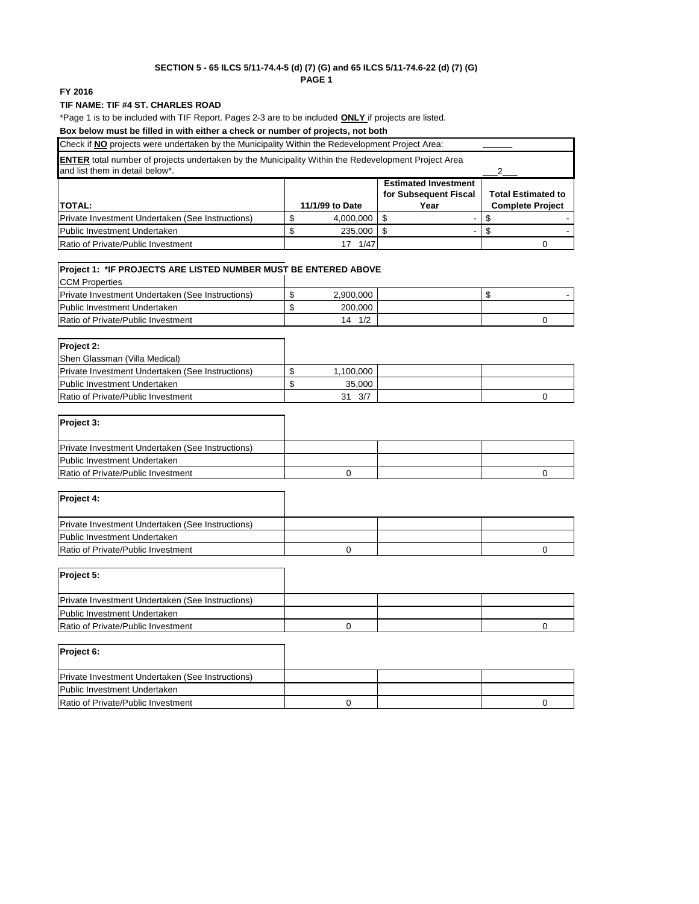**SECTION 5 - 65 ILCS 5/11-74.4-5 (d) (7) (G) and 65 ILCS 5/11-74.6-22 (d) (7) (G)**
**PAGE 1**

**FY 2016**

**TIF NAME: TIF #4 ST. CHARLES ROAD**

*Page 1 is to be included with TIF Report. Pages 2-3 are to be included **ONLY** if projects are listed.

**Box below must be filled in with either a check or number of projects, not both**

| | |
|---|---|
| Check if **NO** projects were undertaken by the Municipality Within the Redevelopment Project Area: | ______ |
| **ENTER** total number of projects undertaken by the Municipality Within the Redevelopment Project Area and list them in detail below*. | ___2___ |

| **TOTAL:** | **11/1/99 to Date** | **Estimated Investment for Subsequent Fiscal Year** | **Total Estimated to Complete Project** |
|---|---|---|---|
| Private Investment Undertaken (See Instructions) | $ 4,000,000 | $ - | $ - |
| Public Investment Undertaken | $ 235,000 | $ - | $ - |
| Ratio of Private/Public Investment | 17 1/47 | | 0 |

| **Project 1: *IF PROJECTS ARE LISTED NUMBER MUST BE ENTERED ABOVE** | | | |
|---|---|---|---|
| CCM Properties | | | |
| Private Investment Undertaken (See Instructions) | $ 2,900,000 | | $ - |
| Public Investment Undertaken | $ 200,000 | | |
| Ratio of Private/Public Investment | 14 1/2 | | 0 |

| **Project 2:** | | | |
|---|---|---|---|
| Shen Glassman (Villa Medical) | | | |
| Private Investment Undertaken (See Instructions) | $ 1,100,000 | | |
| Public Investment Undertaken | $ 35,000 | | |
| Ratio of Private/Public Investment | 31 3/7 | | 0 |

| **Project 3:** | | | |
|---|---|---|---|
| Private Investment Undertaken (See Instructions) | | | |
| Public Investment Undertaken | | | |
| Ratio of Private/Public Investment | 0 | | 0 |

| **Project 4:** | | | |
|---|---|---|---|
| Private Investment Undertaken (See Instructions) | | | |
| Public Investment Undertaken | | | |
| Ratio of Private/Public Investment | 0 | | 0 |

| **Project 5:** | | | |
|---|---|---|---|
| Private Investment Undertaken (See Instructions) | | | |
| Public Investment Undertaken | | | |
| Ratio of Private/Public Investment | 0 | | 0 |

| **Project 6:** | | | |
|---|---|---|---|
| Private Investment Undertaken (See Instructions) | | | |
| Public Investment Undertaken | | | |
| Ratio of Private/Public Investment | 0 | | 0 |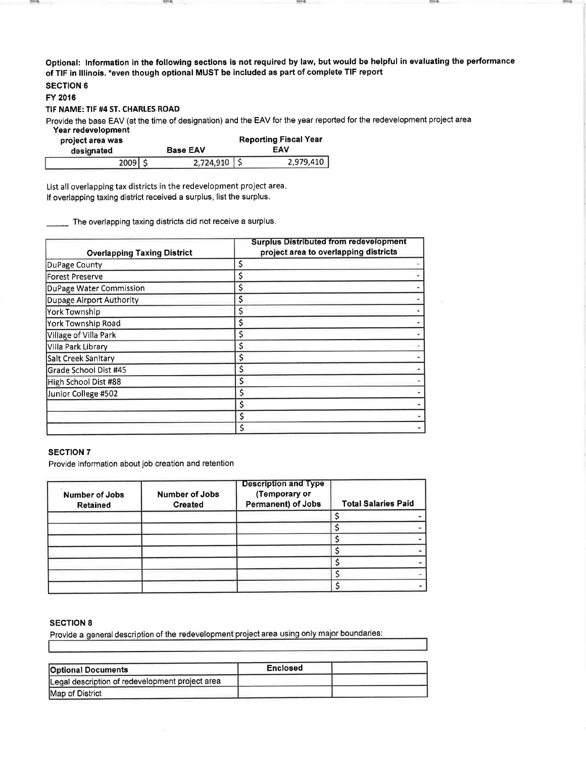**Optional: Information in the following sections is not required by law, but would be helpful in evaluating the performance of TIF in Illinois. *even though optional MUST be included as part of complete TIF report**

**SECTION 6**

**FY 2016**

**TIF NAME: TIF #4 ST. CHARLES ROAD**

Provide the base EAV (at the time of designation) and the EAV for the year reported for the redevelopment project area

| Year redevelopment project area was designated | Base EAV | Reporting Fiscal Year EAV |
|---|---|---|
| 2009 | $ 2,724,910 | $ 2,979,410 |

List all overlapping tax districts in the redevelopment project area.
If overlapping taxing district received a surplus, list the surplus.

_____ The overlapping taxing districts did not receive a surplus.

| Overlapping Taxing District | Surplus Distributed from redevelopment project area to overlapping districts |
|---|---|
| DuPage County | $ - |
| Forest Preserve | $ - |
| DuPage Water Commission | $ - |
| Dupage Airport Authority | $ - |
| York Township | $ - |
| York Township Road | $ - |
| Village of Villa Park | $ - |
| Villa Park Library | $ - |
| Salt Creek Sanitary | $ - |
| Grade School Dist #45 | $ - |
| High School Dist #88 | $ - |
| Junior College #502 | $ - |
| | $ - |
| | $ - |
| | $ - |

**SECTION 7**

Provide information about job creation and retention

| Number of Jobs Retained | Number of Jobs Created | Description and Type (Temporary or Permanent) of Jobs | Total Salaries Paid |
|---|---|---|---|
| | | | $ - |
| | | | $ - |
| | | | $ - |
| | | | $ - |
| | | | $ - |
| | | | $ - |
| | | | $ - |

**SECTION 8**

Provide a general description of the redevelopment project area using only major boundaries:

| Optional Documents | Enclosed | |
|---|---|---|
| Legal description of redevelopment project area | | |
| Map of District | | |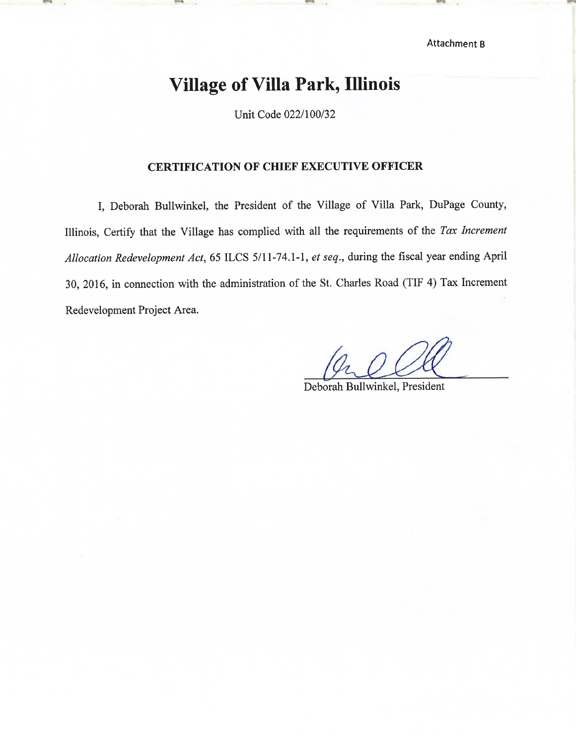Attachment B

# Village of Villa Park, Illinois

Unit Code 022/100/32

## CERTIFICATION OF CHIEF EXECUTIVE OFFICER

I, Deborah Bullwinkel, the President of the Village of Villa Park, DuPage County, Illinois, Certify that the Village has complied with all the requirements of the *Tax Increment Allocation Redevelopment Act*, 65 ILCS 5/11-74.1-1, *et seq.*, during the fiscal year ending April 30, 2016, in connection with the administration of the St. Charles Road (TIF 4) Tax Increment Redevelopment Project Area.

Deborah Bullwinkel, President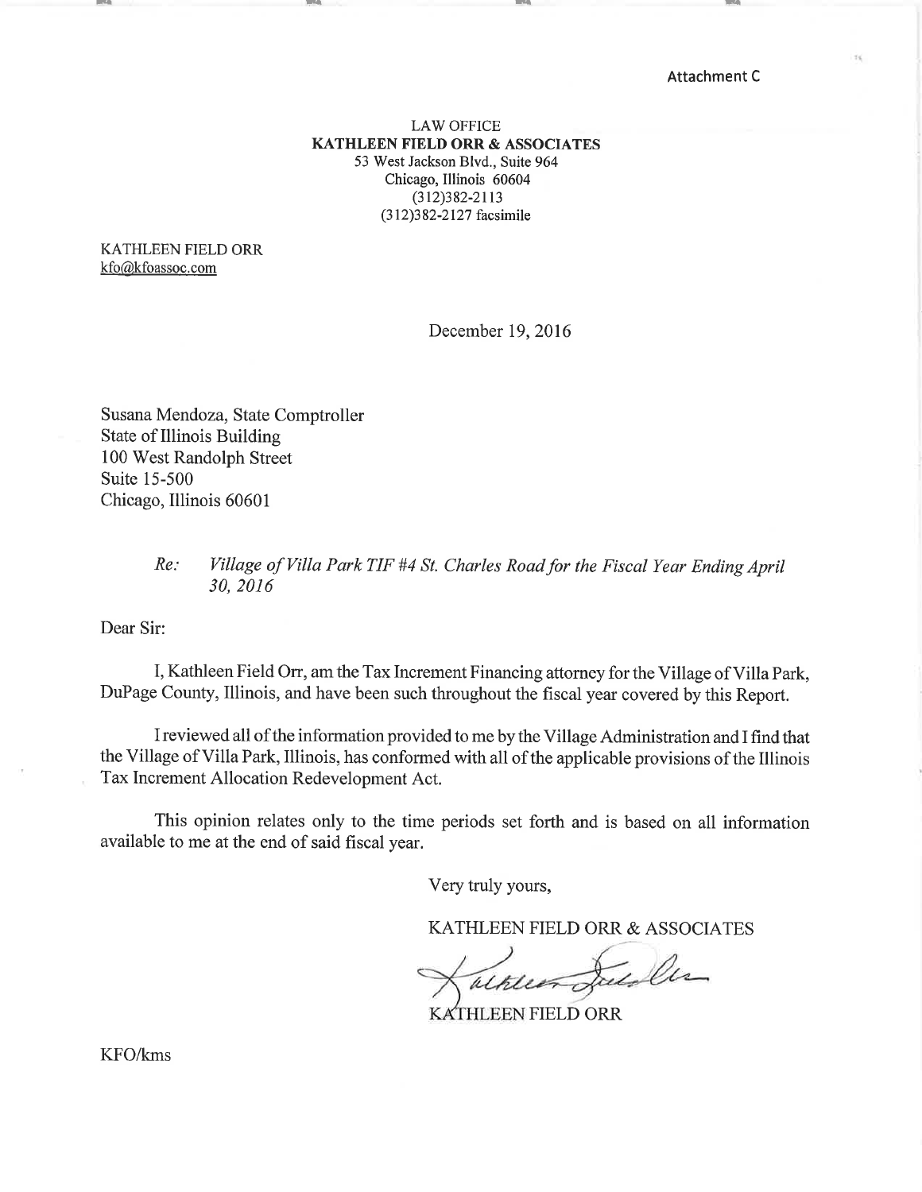Attachment C

LAW OFFICE
**KATHLEEN FIELD ORR & ASSOCIATES**
53 West Jackson Blvd., Suite 964
Chicago, Illinois 60604
(312)382-2113
(312)382-2127 facsimile

KATHLEEN FIELD ORR
kfo@kfoassoc.com

December 19, 2016

Susana Mendoza, State Comptroller
State of Illinois Building
100 West Randolph Street
Suite 15-500
Chicago, Illinois 60601

*Re: Village of Villa Park TIF #4 St. Charles Road for the Fiscal Year Ending April 30, 2016*

Dear Sir:

I, Kathleen Field Orr, am the Tax Increment Financing attorney for the Village of Villa Park, DuPage County, Illinois, and have been such throughout the fiscal year covered by this Report.

I reviewed all of the information provided to me by the Village Administration and I find that the Village of Villa Park, Illinois, has conformed with all of the applicable provisions of the Illinois Tax Increment Allocation Redevelopment Act.

This opinion relates only to the time periods set forth and is based on all information available to me at the end of said fiscal year.

Very truly yours,

KATHLEEN FIELD ORR & ASSOCIATES

KATHLEEN FIELD ORR

KFO/kms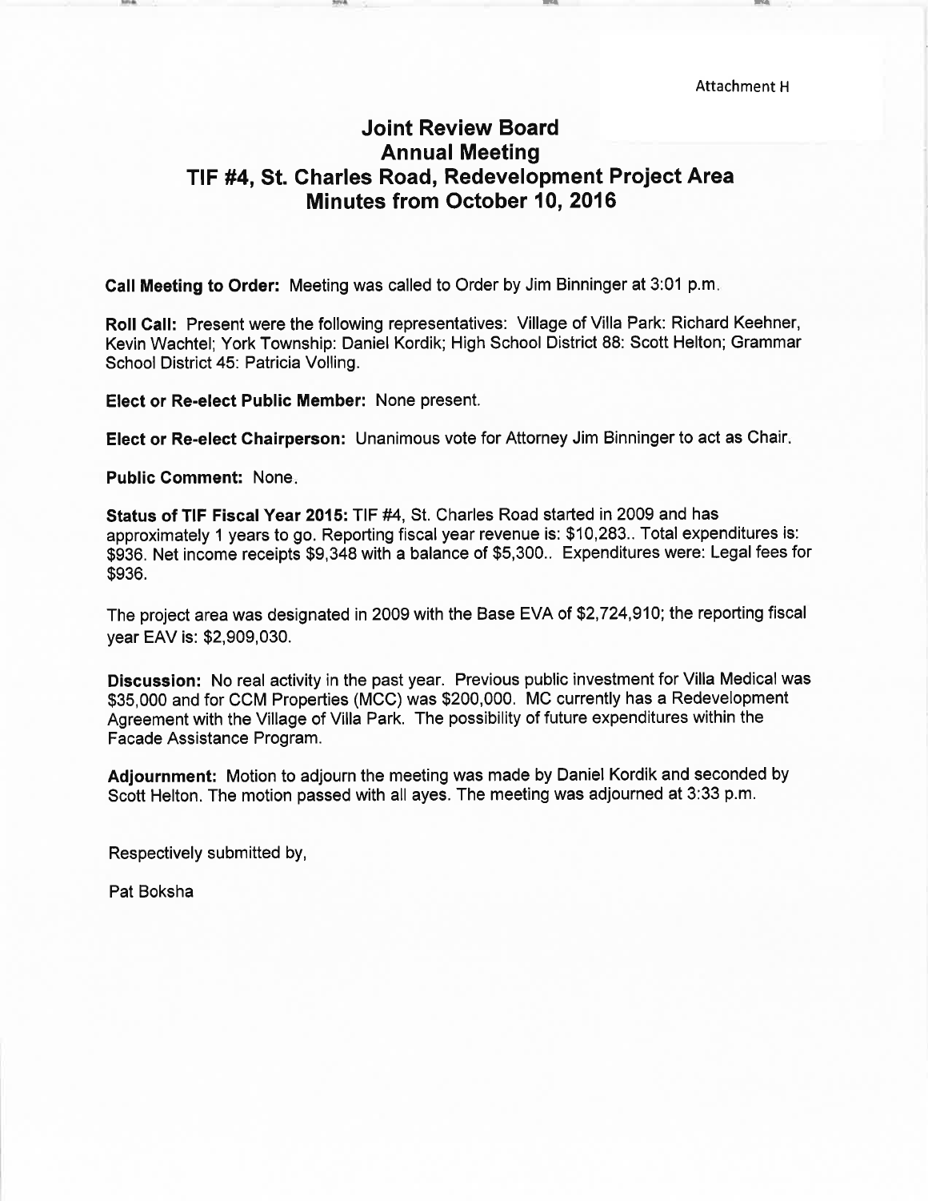Attachment H

# Joint Review Board
## Annual Meeting
## TIF #4, St. Charles Road, Redevelopment Project Area
## Minutes from October 10, 2016

**Call Meeting to Order:** Meeting was called to Order by Jim Binninger at 3:01 p.m.

**Roll Call:** Present were the following representatives: Village of Villa Park: Richard Keehner, Kevin Wachtel; York Township: Daniel Kordik; High School District 88: Scott Helton; Grammar School District 45: Patricia Volling.

**Elect or Re-elect Public Member:** None present.

**Elect or Re-elect Chairperson:** Unanimous vote for Attorney Jim Binninger to act as Chair.

**Public Comment:** None.

**Status of TIF Fiscal Year 2015:** TIF #4, St. Charles Road started in 2009 and has approximately 1 years to go. Reporting fiscal year revenue is: $10,283.. Total expenditures is: $936. Net income receipts $9,348 with a balance of $5,300.. Expenditures were: Legal fees for $936.

The project area was designated in 2009 with the Base EVA of $2,724,910; the reporting fiscal year EAV is: $2,909,030.

**Discussion:** No real activity in the past year. Previous public investment for Villa Medical was $35,000 and for CCM Properties (MCC) was $200,000. MC currently has a Redevelopment Agreement with the Village of Villa Park. The possibility of future expenditures within the Facade Assistance Program.

**Adjournment:** Motion to adjourn the meeting was made by Daniel Kordik and seconded by Scott Helton. The motion passed with all ayes. The meeting was adjourned at 3:33 p.m.

Respectively submitted by,

Pat Boksha